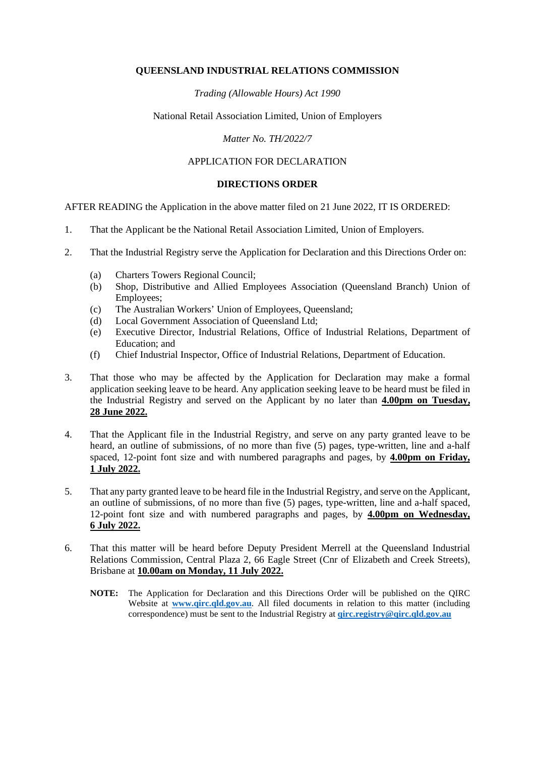**QUEENSLAND INDUSTRIAL RELATIONS COMMISSION**

*Trading (Allowable Hours) Act 1990*

National Retail Association Limited, Union of Employers

*Matter No. TH/2022/7*

APPLICATION FOR DECLARATION

**DIRECTIONS ORDER**

AFTER READING the Application in the above matter filed on 21 June 2022, IT IS ORDERED:

1. That the Applicant be the National Retail Association Limited, Union of Employers.

2. That the Industrial Registry serve the Application for Declaration and this Directions Order on:

   (a) Charters Towers Regional Council;
   (b) Shop, Distributive and Allied Employees Association (Queensland Branch) Union of Employees;
   (c) The Australian Workers' Union of Employees, Queensland;
   (d) Local Government Association of Queensland Ltd;
   (e) Executive Director, Industrial Relations, Office of Industrial Relations, Department of Education; and
   (f) Chief Industrial Inspector, Office of Industrial Relations, Department of Education.

3. That those who may be affected by the Application for Declaration may make a formal application seeking leave to be heard. Any application seeking leave to be heard must be filed in the Industrial Registry and served on the Applicant by no later than **4.00pm on Tuesday, 28 June 2022.**

4. That the Applicant file in the Industrial Registry, and serve on any party granted leave to be heard, an outline of submissions, of no more than five (5) pages, type-written, line and a-half spaced, 12-point font size and with numbered paragraphs and pages, by **4.00pm on Friday, 1 July 2022.**

5. That any party granted leave to be heard file in the Industrial Registry, and serve on the Applicant, an outline of submissions, of no more than five (5) pages, type-written, line and a-half spaced, 12-point font size and with numbered paragraphs and pages, by **4.00pm on Wednesday, 6 July 2022.**

6. That this matter will be heard before Deputy President Merrell at the Queensland Industrial Relations Commission, Central Plaza 2, 66 Eagle Street (Cnr of Elizabeth and Creek Streets), Brisbane at **10.00am on Monday, 11 July 2022.**

   **NOTE:** The Application for Declaration and this Directions Order will be published on the QIRC Website at **www.qirc.qld.gov.au**. All filed documents in relation to this matter (including correspondence) must be sent to the Industrial Registry at **qirc.registry@qirc.qld.gov.au**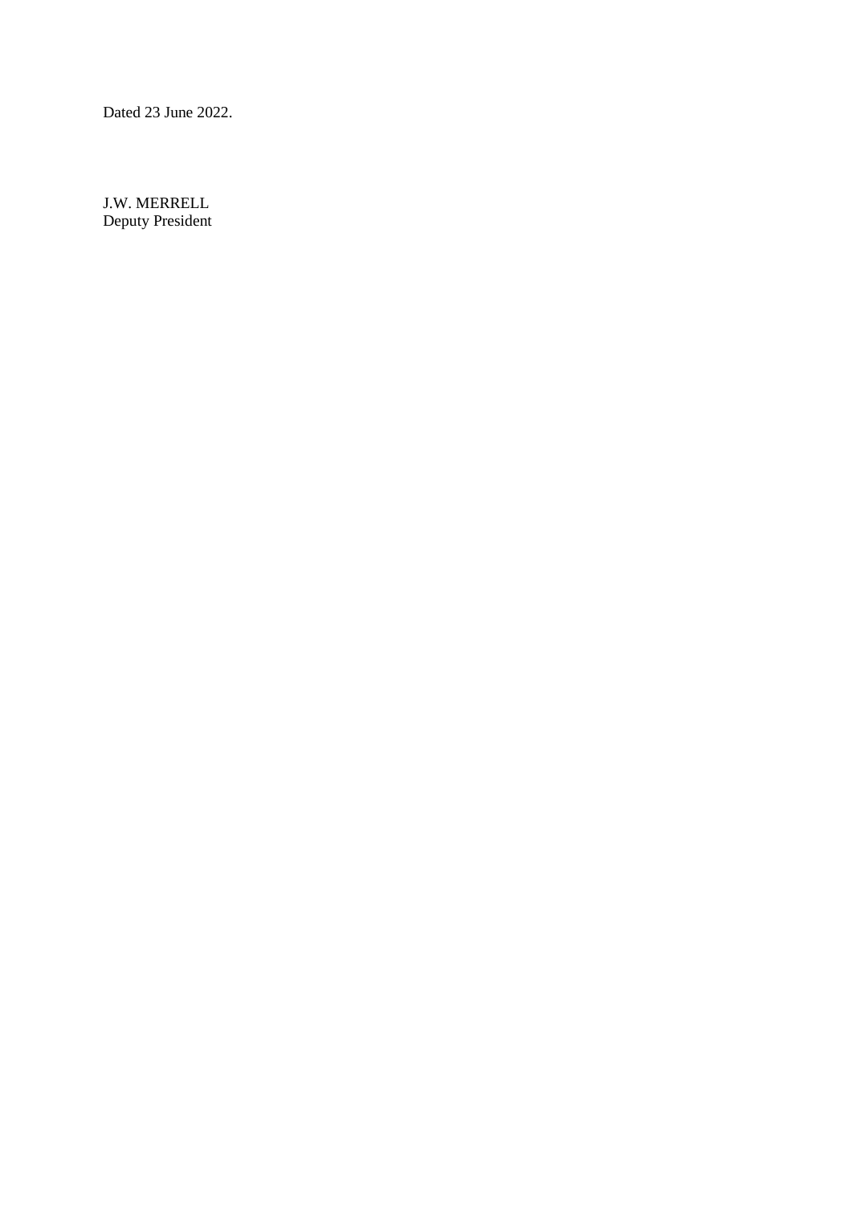Dated 23 June 2022.

J.W. MERRELL
Deputy President